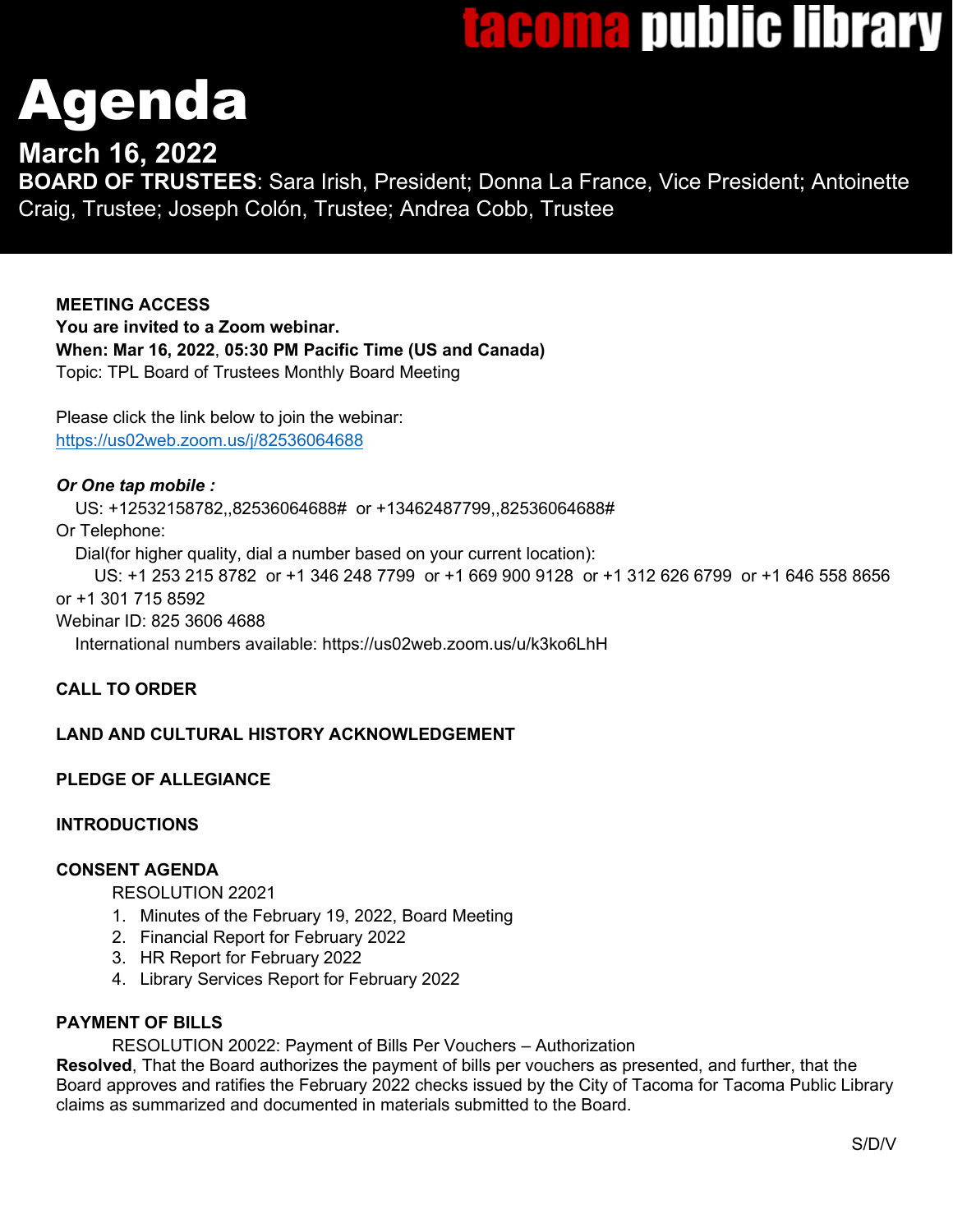**tacoma public library**

# Agenda

## March 16, 2022

**BOARD OF TRUSTEES**: Sara Irish, President; Donna La France, Vice President; Antoinette Craig, Trustee; Joseph Colón, Trustee; Andrea Cobb, Trustee

**MEETING ACCESS**
**You are invited to a Zoom webinar.**
**When: Mar 16, 2022, 05:30 PM Pacific Time (US and Canada)**
Topic: TPL Board of Trustees Monthly Board Meeting

Please click the link below to join the webinar:
https://us02web.zoom.us/j/82536064688

***Or One tap mobile :***
US: +12532158782,,82536064688# or +13462487799,,82536064688#
Or Telephone:
Dial(for higher quality, dial a number based on your current location):
US: +1 253 215 8782 or +1 346 248 7799 or +1 669 900 9128 or +1 312 626 6799 or +1 646 558 8656 or +1 301 715 8592
Webinar ID: 825 3606 4688
International numbers available: https://us02web.zoom.us/u/k3ko6LhH

**CALL TO ORDER**

**LAND AND CULTURAL HISTORY ACKNOWLEDGEMENT**

**PLEDGE OF ALLEGIANCE**

**INTRODUCTIONS**

**CONSENT AGENDA**

RESOLUTION 22021

1. Minutes of the February 19, 2022, Board Meeting
2. Financial Report for February 2022
3. HR Report for February 2022
4. Library Services Report for February 2022

**PAYMENT OF BILLS**

RESOLUTION 20022: Payment of Bills Per Vouchers – Authorization

**Resolved**, That the Board authorizes the payment of bills per vouchers as presented, and further, that the Board approves and ratifies the February 2022 checks issued by the City of Tacoma for Tacoma Public Library claims as summarized and documented in materials submitted to the Board.

S/D/V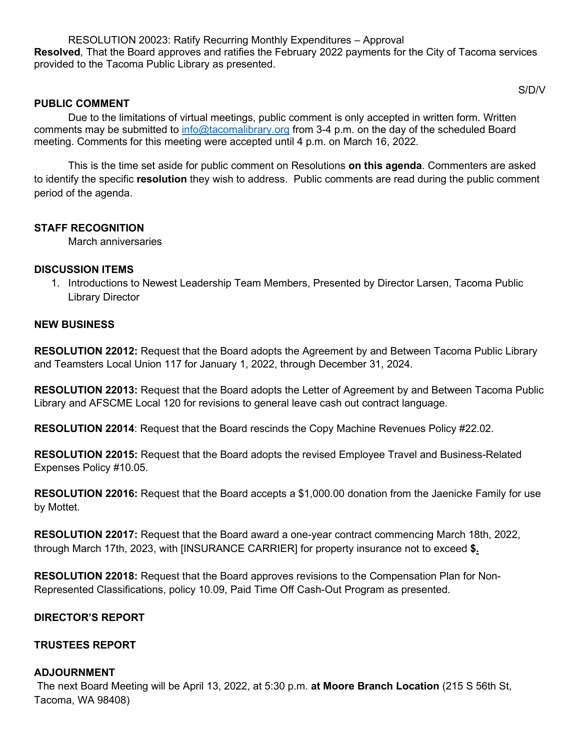RESOLUTION 20023: Ratify Recurring Monthly Expenditures – Approval

***Resolved**,* That the Board approves and ratifies the February 2022 payments for the City of Tacoma services provided to the Tacoma Public Library as presented.

S/D/V

**PUBLIC COMMENT**

Due to the limitations of virtual meetings, public comment is only accepted in written form. Written comments may be submitted to info@tacomalibrary.org from 3-4 p.m. on the day of the scheduled Board meeting. Comments for this meeting were accepted until 4 p.m. on March 16, 2022.

This is the time set aside for public comment on Resolutions **on this agenda**. Commenters are asked to identify the specific **resolution** they wish to address. Public comments are read during the public comment period of the agenda.

**STAFF RECOGNITION**

March anniversaries

**DISCUSSION ITEMS**

1. Introductions to Newest Leadership Team Members, Presented by Director Larsen, Tacoma Public Library Director

**NEW BUSINESS**

**RESOLUTION 22012:** Request that the Board adopts the Agreement by and Between Tacoma Public Library and Teamsters Local Union 117 for January 1, 2022, through December 31, 2024.

**RESOLUTION 22013:** Request that the Board adopts the Letter of Agreement by and Between Tacoma Public Library and AFSCME Local 120 for revisions to general leave cash out contract language.

**RESOLUTION 22014**: Request that the Board rescinds the Copy Machine Revenues Policy #22.02.

**RESOLUTION 22015:** Request that the Board adopts the revised Employee Travel and Business-Related Expenses Policy #10.05.

**RESOLUTION 22016:** Request that the Board accepts a $1,000.00 donation from the Jaenicke Family for use by Mottet.

**RESOLUTION 22017:** Request that the Board award a one-year contract commencing March 18th, 2022, through March 17th, 2023, with [INSURANCE CARRIER] for property insurance not to exceed **$.**

**RESOLUTION 22018:** Request that the Board approves revisions to the Compensation Plan for Non-Represented Classifications, policy 10.09, Paid Time Off Cash-Out Program as presented.

**DIRECTOR'S REPORT**

**TRUSTEES REPORT**

**ADJOURNMENT**

The next Board Meeting will be April 13, 2022, at 5:30 p.m. **at Moore Branch Location** (215 S 56th St, Tacoma, WA 98408)